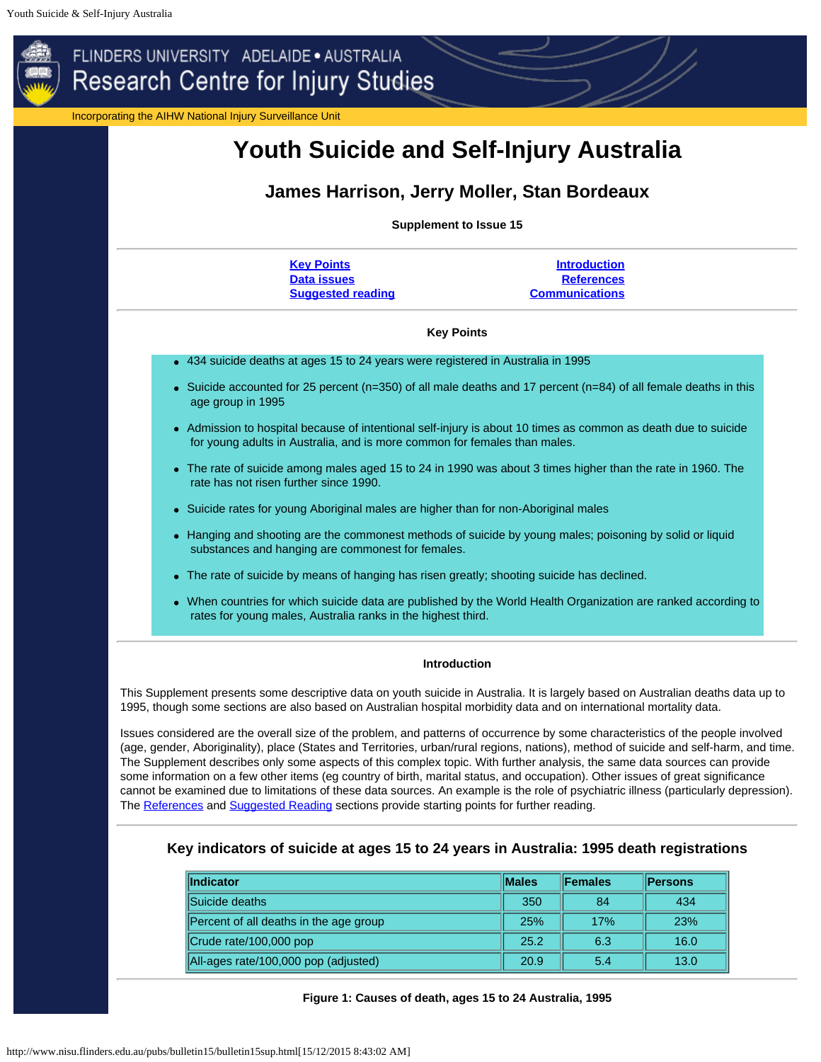FLINDERS UNIVERSITY ADELAIDE • AUSTRALIA
Research Centre for Injury Studies

Incorporating the AIHW National Injury Surveillance Unit

# Youth Suicide and Self-Injury Australia

## James Harrison, Jerry Moller, Stan Bordeaux

**Supplement to Issue 15**

---

| | |
|---|---|
| Key Points | Introduction |
| Data issues | References |
| Suggested reading | Communications |

---

**Key Points**

- 434 suicide deaths at ages 15 to 24 years were registered in Australia in 1995
- Suicide accounted for 25 percent (n=350) of all male deaths and 17 percent (n=84) of all female deaths in this age group in 1995
- Admission to hospital because of intentional self-injury is about 10 times as common as death due to suicide for young adults in Australia, and is more common for females than males.
- The rate of suicide among males aged 15 to 24 in 1990 was about 3 times higher than the rate in 1960. The rate has not risen further since 1990.
- Suicide rates for young Aboriginal males are higher than for non-Aboriginal males
- Hanging and shooting are the commonest methods of suicide by young males; poisoning by solid or liquid substances and hanging are commonest for females.
- The rate of suicide by means of hanging has risen greatly; shooting suicide has declined.
- When countries for which suicide data are published by the World Health Organization are ranked according to rates for young males, Australia ranks in the highest third.

---

**Introduction**

This Supplement presents some descriptive data on youth suicide in Australia. It is largely based on Australian deaths data up to 1995, though some sections are also based on Australian hospital morbidity data and on international mortality data.

Issues considered are the overall size of the problem, and patterns of occurrence by some characteristics of the people involved (age, gender, Aboriginality), place (States and Territories, urban/rural regions, nations), method of suicide and self-harm, and time. The Supplement describes only some aspects of this complex topic. With further analysis, the same data sources can provide some information on a few other items (eg country of birth, marital status, and occupation). Other issues of great significance cannot be examined due to limitations of these data sources. An example is the role of psychiatric illness (particularly depression). The References and Suggested Reading sections provide starting points for further reading.

---

### Key indicators of suicide at ages 15 to 24 years in Australia: 1995 death registrations

| Indicator | Males | Females | Persons |
|---|---|---|---|
| Suicide deaths | 350 | 84 | 434 |
| Percent of all deaths in the age group | 25% | 17% | 23% |
| Crude rate/100,000 pop | 25.2 | 6.3 | 16.0 |
| All-ages rate/100,000 pop (adjusted) | 20.9 | 5.4 | 13.0 |

---

**Figure 1: Causes of death, ages 15 to 24 Australia, 1995**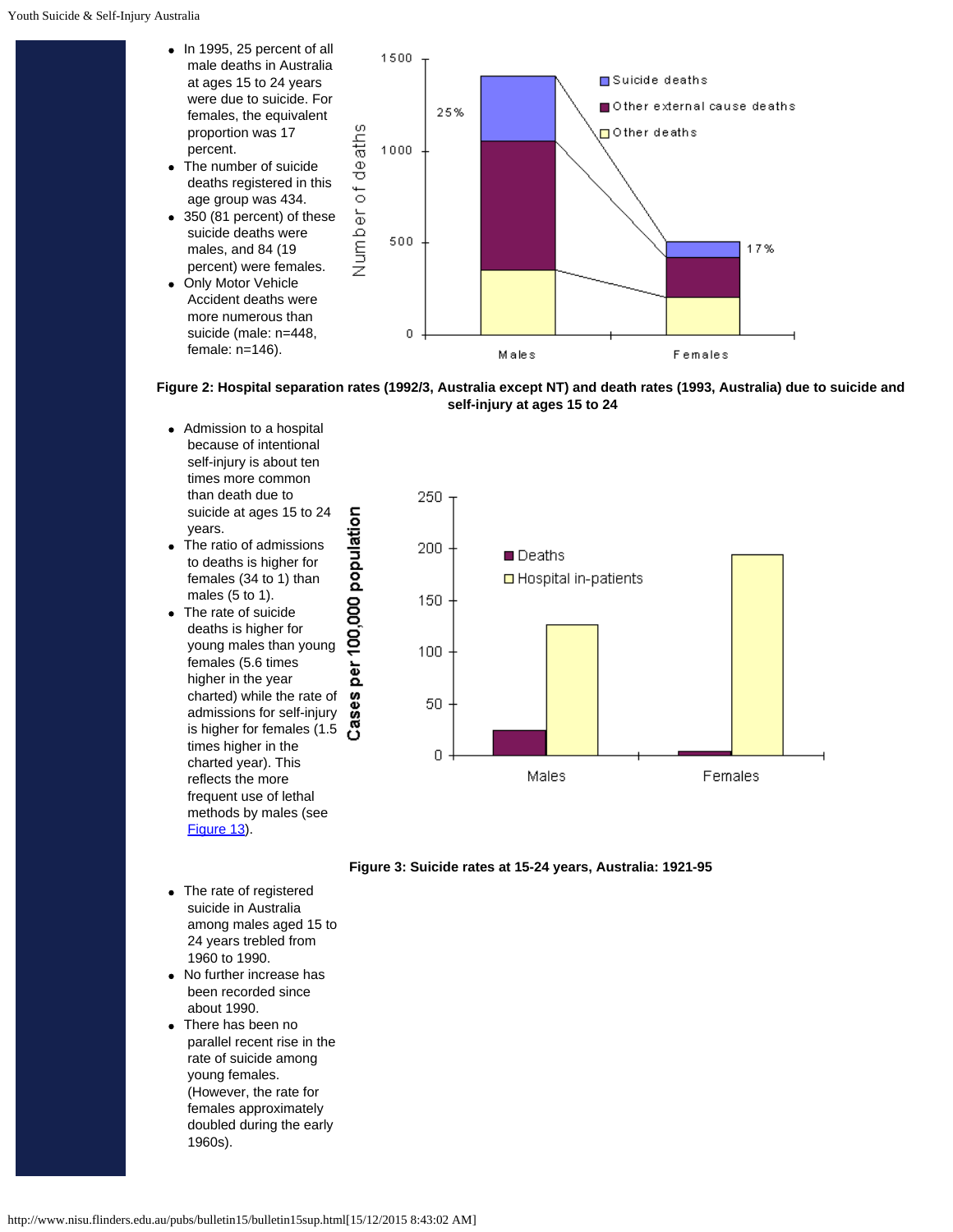- In 1995, 25 percent of all male deaths in Australia at ages 15 to 24 years were due to suicide. For females, the equivalent proportion was 17 percent.
- The number of suicide deaths registered in this age group was 434.
- 350 (81 percent) of these suicide deaths were males, and 84 (19 percent) were females.
- Only Motor Vehicle Accident deaths were more numerous than suicide (male: n=448, female: n=146).

**Figure 2: Hospital separation rates (1992/3, Australia except NT) and death rates (1993, Australia) due to suicide and self-injury at ages 15 to 24**

- Admission to a hospital because of intentional self-injury is about ten times more common than death due to suicide at ages 15 to 24 years.
- The ratio of admissions to deaths is higher for females (34 to 1) than males (5 to 1).
- The rate of suicide deaths is higher for young males than young females (5.6 times higher in the year charted) while the rate of admissions for self-injury is higher for females (1.5 times higher in the charted year). This reflects the more frequent use of lethal methods by males (see [Figure 13]).

**Figure 3: Suicide rates at 15-24 years, Australia: 1921-95**

- The rate of registered suicide in Australia among males aged 15 to 24 years trebled from 1960 to 1990.
- No further increase has been recorded since about 1990.
- There has been no parallel recent rise in the rate of suicide among young females. (However, the rate for females approximately doubled during the early 1960s).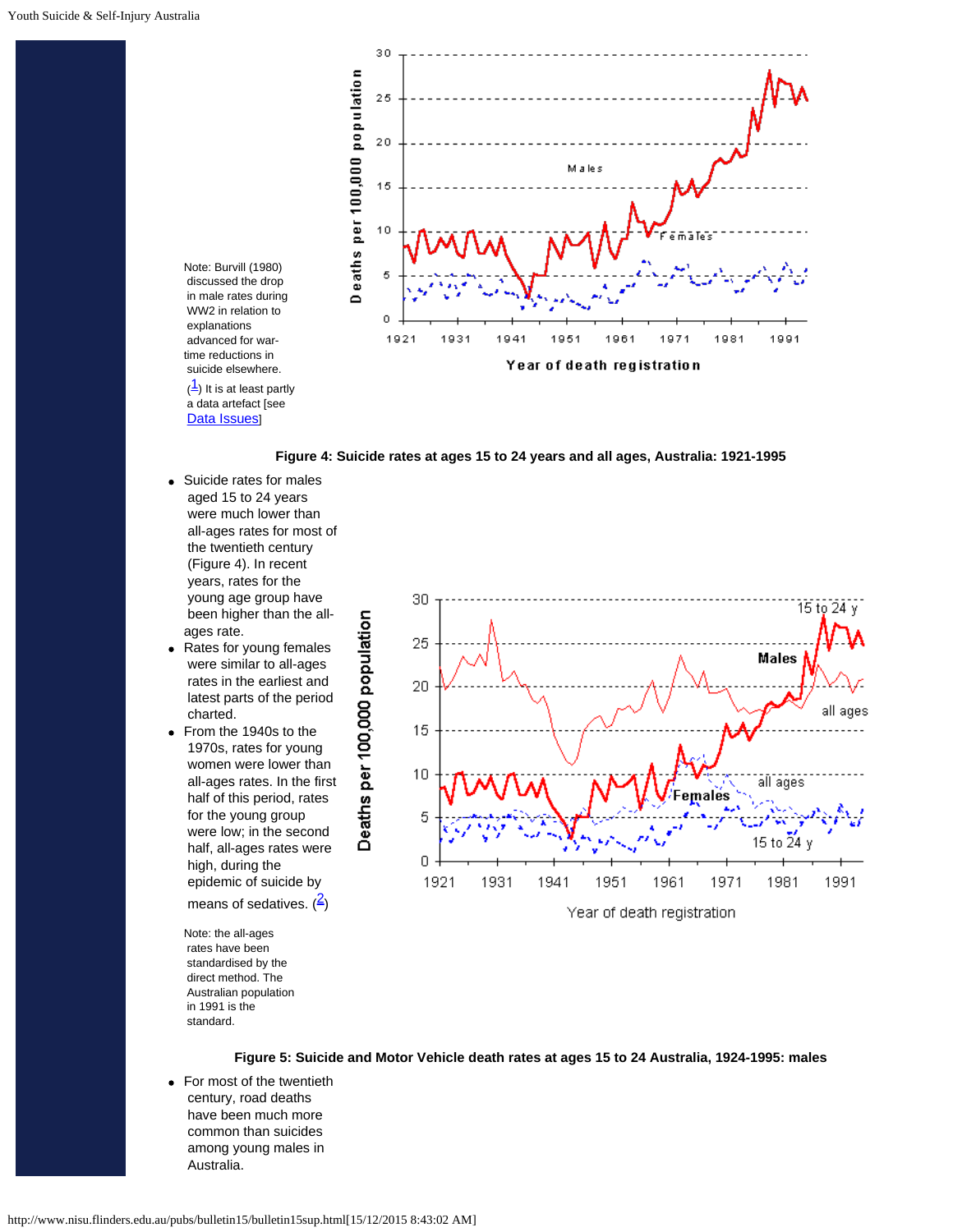Note: Burvill (1980) discussed the drop in male rates during WW2 in relation to explanations advanced for war-time reductions in suicide elsewhere. ([1]) It is at least partly a data artefact [see [Data Issues]]

**Figure 4: Suicide rates at ages 15 to 24 years and all ages, Australia: 1921-1995**

- Suicide rates for males aged 15 to 24 years were much lower than all-ages rates for most of the twentieth century (Figure 4). In recent years, rates for the young age group have been higher than the all-ages rate.
- Rates for young females were similar to all-ages rates in the earliest and latest parts of the period charted.
- From the 1940s to the 1970s, rates for young women were lower than all-ages rates. In the first half of this period, rates for the young group were low; in the second half, all-ages rates were high, during the epidemic of suicide by means of sedatives. ([2])

Note: the all-ages rates have been standardised by the direct method. The Australian population in 1991 is the standard.

**Figure 5: Suicide and Motor Vehicle death rates at ages 15 to 24 Australia, 1924-1995: males**

- For most of the twentieth century, road deaths have been much more common than suicides among young males in Australia.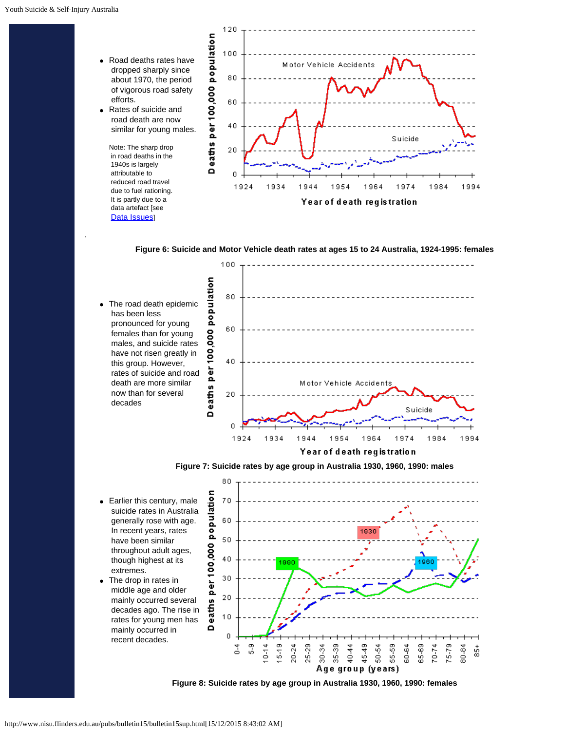- Road deaths rates have dropped sharply since about 1970, the period of vigorous road safety efforts.
- Rates of suicide and road death are now similar for young males.

Note: The sharp drop in road deaths in the 1940s is largely attributable to reduced road travel due to fuel rationing. It is partly due to a data artefact [see [Data Issues]]

.

**Figure 6: Suicide and Motor Vehicle death rates at ages 15 to 24 Australia, 1924-1995: females**

- The road death epidemic has been less pronounced for young females than for young males, and suicide rates have not risen greatly in this group. However, rates of suicide and road death are more similar now than for several decades

**Figure 7: Suicide rates by age group in Australia 1930, 1960, 1990: males**

- Earlier this century, male suicide rates in Australia generally rose with age. In recent years, rates have been similar throughout adult ages, though highest at its extremes.
- The drop in rates in middle age and older mainly occurred several decades ago. The rise in rates for young men has mainly occurred in recent decades.

**Figure 8: Suicide rates by age group in Australia 1930, 1960, 1990: females**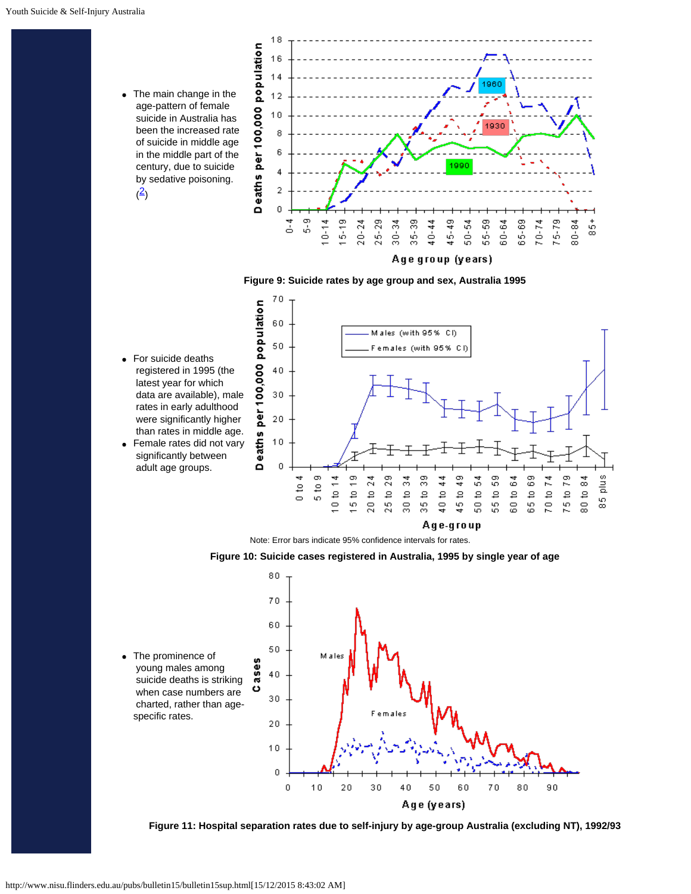- The main change in the age-pattern of female suicide in Australia has been the increased rate of suicide in middle age in the middle part of the century, due to suicide by sedative poisoning. (2)

**Figure 9: Suicide rates by age group and sex, Australia 1995**

- For suicide deaths registered in 1995 (the latest year for which data are available), male rates in early adulthood were significantly higher than rates in middle age.
- Female rates did not vary significantly between adult age groups.

Note: Error bars indicate 95% confidence intervals for rates.

**Figure 10: Suicide cases registered in Australia, 1995 by single year of age**

- The prominence of young males among suicide deaths is striking when case numbers are charted, rather than age-specific rates.

**Figure 11: Hospital separation rates due to self-injury by age-group Australia (excluding NT), 1992/93**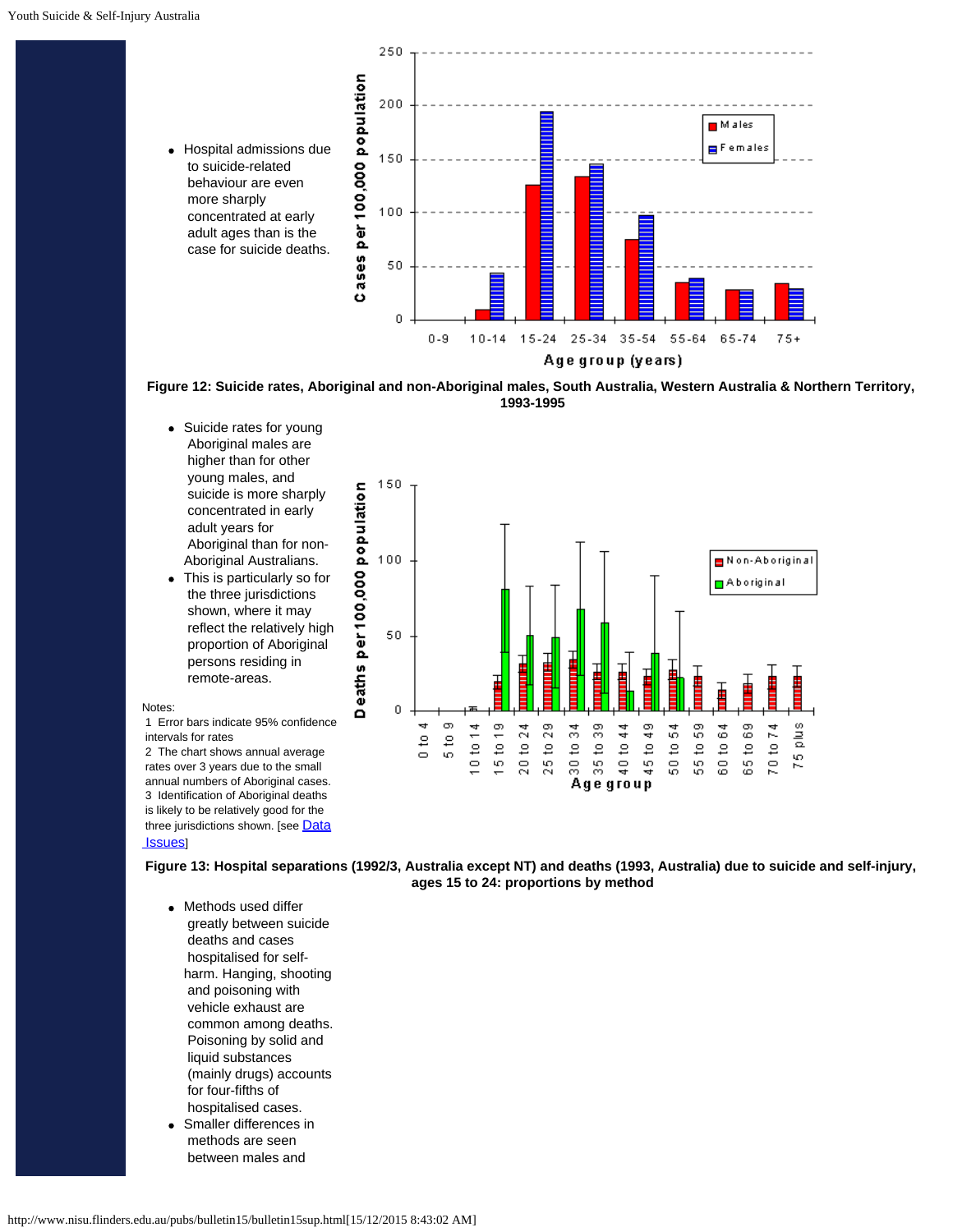- Hospital admissions due to suicide-related behaviour are even more sharply concentrated at early adult ages than is the case for suicide deaths.

**Figure 12: Suicide rates, Aboriginal and non-Aboriginal males, South Australia, Western Australia & Northern Territory, 1993-1995**

- Suicide rates for young Aboriginal males are higher than for other young males, and suicide is more sharply concentrated in early adult years for Aboriginal than for non-Aboriginal Australians.
- This is particularly so for the three jurisdictions shown, where it may reflect the relatively high proportion of Aboriginal persons residing in remote-areas.

Notes:
1 Error bars indicate 95% confidence intervals for rates
2 The chart shows annual average rates over 3 years due to the small annual numbers of Aboriginal cases.
3 Identification of Aboriginal deaths is likely to be relatively good for the three jurisdictions shown. [see Data Issues]

**Figure 13: Hospital separations (1992/3, Australia except NT) and deaths (1993, Australia) due to suicide and self-injury, ages 15 to 24: proportions by method**

- Methods used differ greatly between suicide deaths and cases hospitalised for self-harm. Hanging, shooting and poisoning with vehicle exhaust are common among deaths. Poisoning by solid and liquid substances (mainly drugs) accounts for four-fifths of hospitalised cases.
- Smaller differences in methods are seen between males and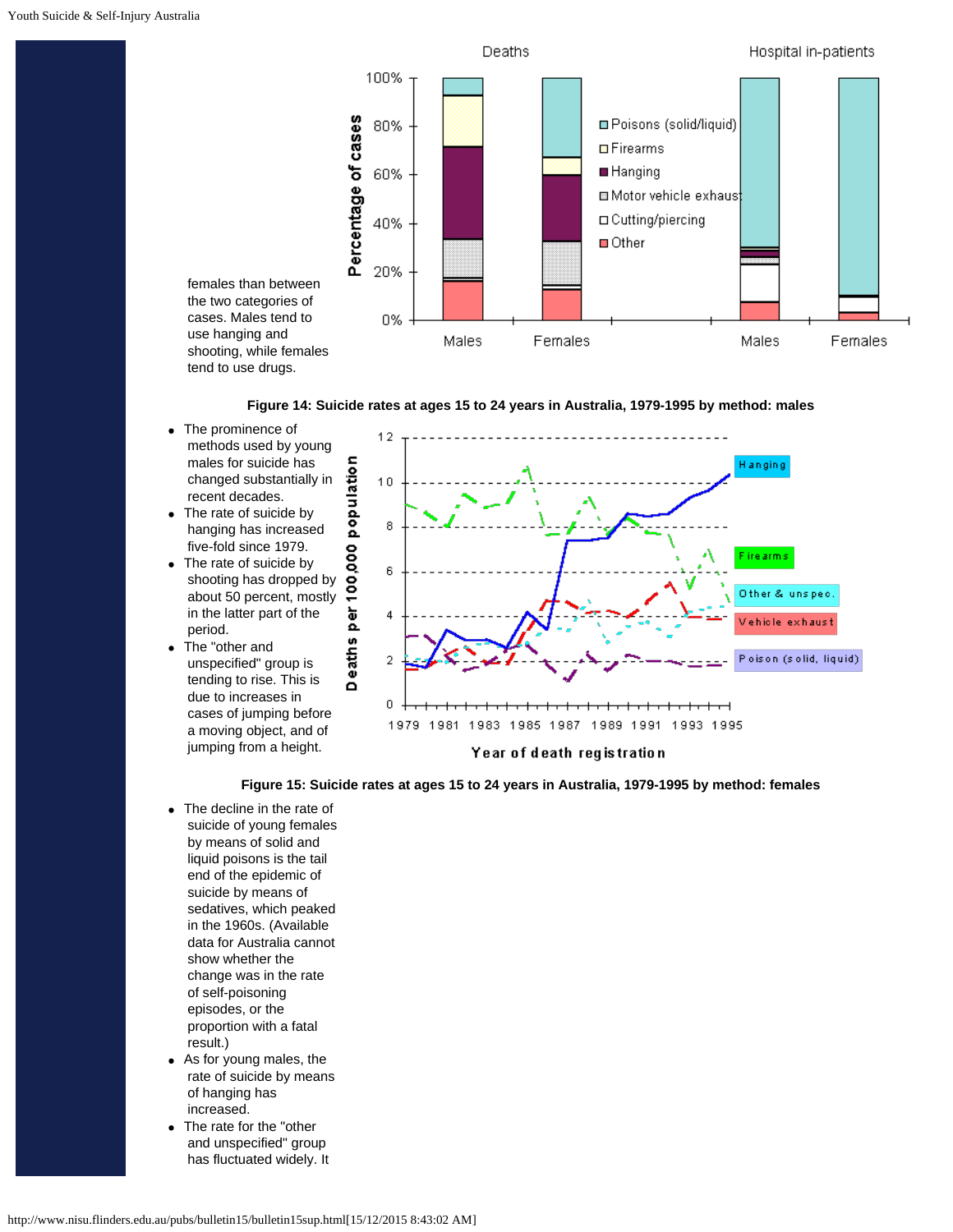females than between the two categories of cases. Males tend to use hanging and shooting, while females tend to use drugs.

**Figure 14: Suicide rates at ages 15 to 24 years in Australia, 1979-1995 by method: males**

- The prominence of methods used by young males for suicide has changed substantially in recent decades.
- The rate of suicide by hanging has increased five-fold since 1979.
- The rate of suicide by shooting has dropped by about 50 percent, mostly in the latter part of the period.
- The "other and unspecified" group is tending to rise. This is due to increases in cases of jumping before a moving object, and of jumping from a height.

**Figure 15: Suicide rates at ages 15 to 24 years in Australia, 1979-1995 by method: females**

- The decline in the rate of suicide of young females by means of solid and liquid poisons is the tail end of the epidemic of suicide by means of sedatives, which peaked in the 1960s. (Available data for Australia cannot show whether the change was in the rate of self-poisoning episodes, or the proportion with a fatal result.)
- As for young males, the rate of suicide by means of hanging has increased.
- The rate for the "other and unspecified" group has fluctuated widely. It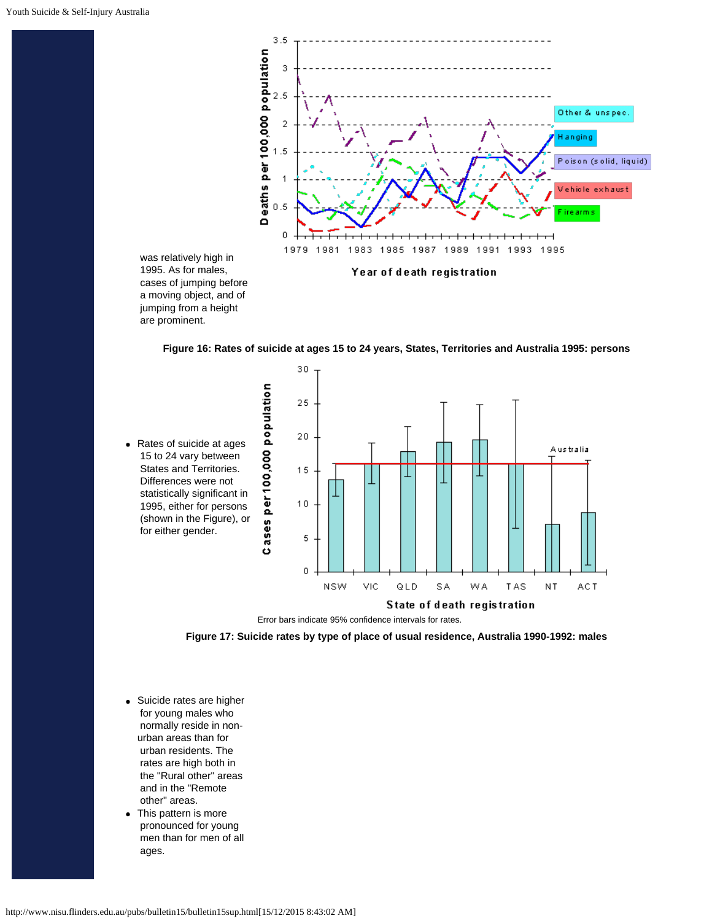was relatively high in 1995. As for males, cases of jumping before a moving object, and of jumping from a height are prominent.

**Figure 16: Rates of suicide at ages 15 to 24 years, States, Territories and Australia 1995: persons**

- Rates of suicide at ages 15 to 24 vary between States and Territories. Differences were not statistically significant in 1995, either for persons (shown in the Figure), or for either gender.

Error bars indicate 95% confidence intervals for rates.

**Figure 17: Suicide rates by type of place of usual residence, Australia 1990-1992: males**

- Suicide rates are higher for young males who normally reside in non-urban areas than for urban residents. The rates are high both in the "Rural other" areas and in the "Remote other" areas.
- This pattern is more pronounced for young men than for men of all ages.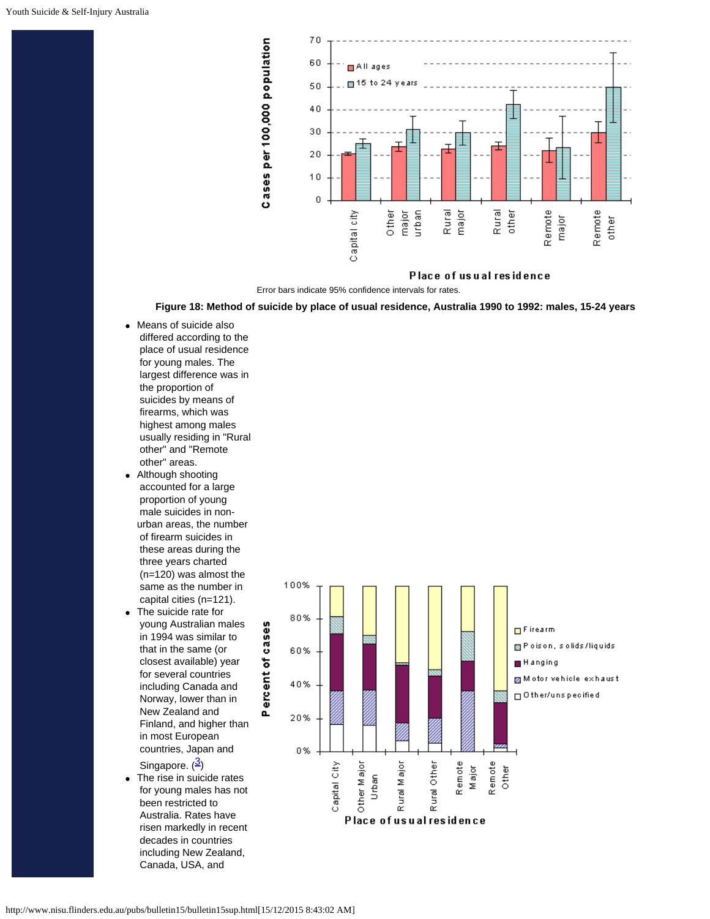Error bars indicate 95% confidence intervals for rates.

**Figure 18: Method of suicide by place of usual residence, Australia 1990 to 1992: males, 15-24 years**

- Means of suicide also differed according to the place of usual residence for young males. The largest difference was in the proportion of suicides by means of firearms, which was highest among males usually residing in "Rural other" and "Remote other" areas.
- Although shooting accounted for a large proportion of young male suicides in non-urban areas, the number of firearm suicides in these areas during the three years charted (n=120) was almost the same as the number in capital cities (n=121).
- The suicide rate for young Australian males in 1994 was similar to that in the same (or closest available) year for several countries including Canada and Norway, lower than in New Zealand and Finland, and higher than in most European countries, Japan and Singapore. (3)
- The rise in suicide rates for young males has not been restricted to Australia. Rates have risen markedly in recent decades in countries including New Zealand, Canada, USA, and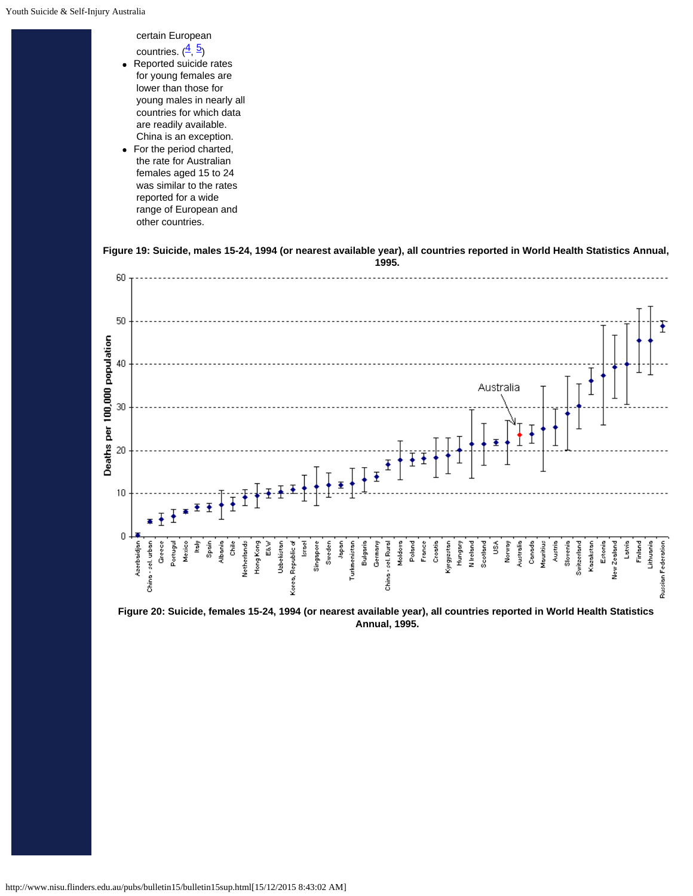certain European countries. ([4], [5])

- Reported suicide rates for young females are lower than those for young males in nearly all countries for which data are readily available. China is an exception.
- For the period charted, the rate for Australian females aged 15 to 24 was similar to the rates reported for a wide range of European and other countries.

**Figure 19: Suicide, males 15-24, 1994 (or nearest available year), all countries reported in World Health Statistics Annual, 1995.**

**Figure 20: Suicide, females 15-24, 1994 (or nearest available year), all countries reported in World Health Statistics Annual, 1995.**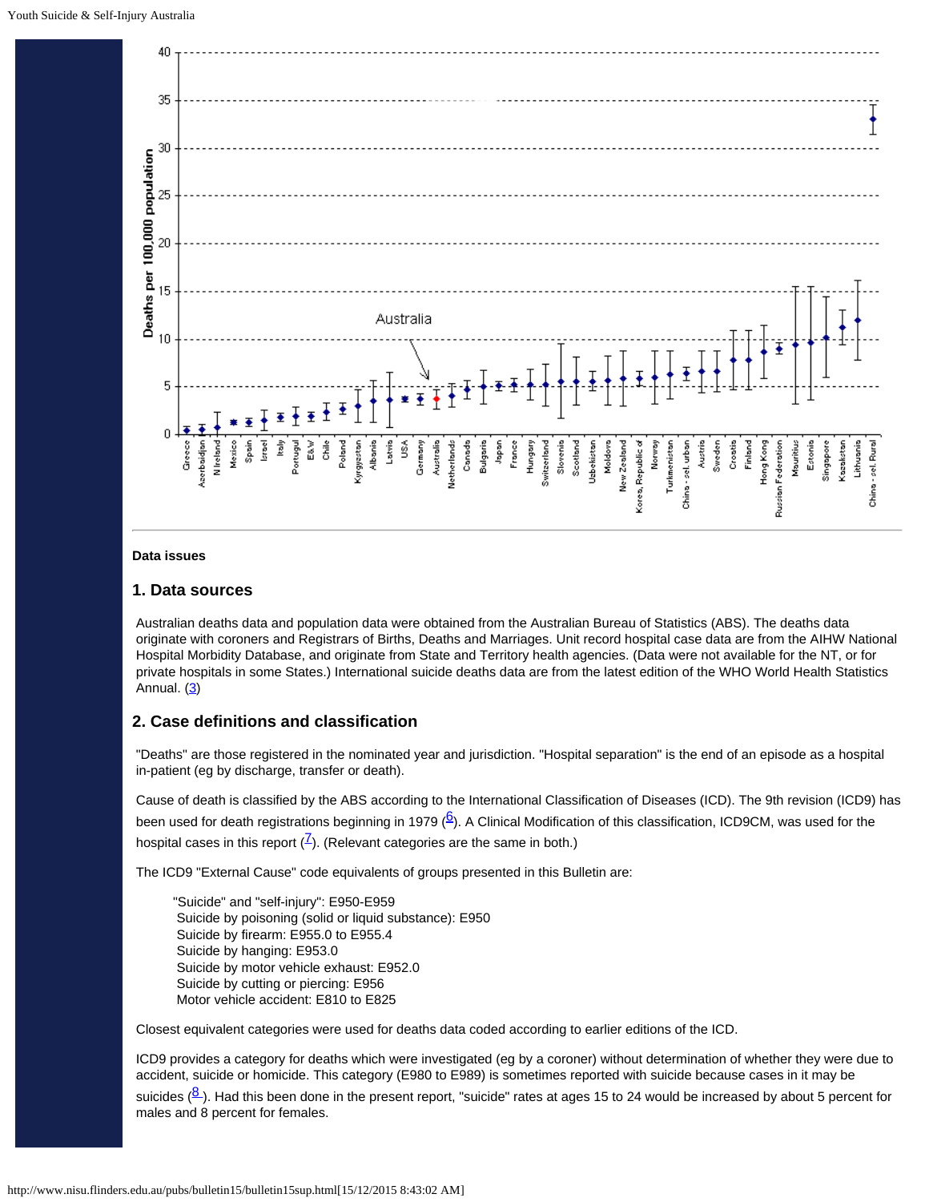Data issues

## 1. Data sources

Australian deaths data and population data were obtained from the Australian Bureau of Statistics (ABS). The deaths data originate with coroners and Registrars of Births, Deaths and Marriages. Unit record hospital case data are from the AIHW National Hospital Morbidity Database, and originate from State and Territory health agencies. (Data were not available for the NT, or for private hospitals in some States.) International suicide deaths data are from the latest edition of the WHO World Health Statistics Annual. (3)

## 2. Case definitions and classification

"Deaths" are those registered in the nominated year and jurisdiction. "Hospital separation" is the end of an episode as a hospital in-patient (eg by discharge, transfer or death).

Cause of death is classified by the ABS according to the International Classification of Diseases (ICD). The 9th revision (ICD9) has been used for death registrations beginning in 1979 (6). A Clinical Modification of this classification, ICD9CM, was used for the hospital cases in this report (7). (Relevant categories are the same in both.)

The ICD9 "External Cause" code equivalents of groups presented in this Bulletin are:

- "Suicide" and "self-injury": E950-E959
- Suicide by poisoning (solid or liquid substance): E950
- Suicide by firearm: E955.0 to E955.4
- Suicide by hanging: E953.0
- Suicide by motor vehicle exhaust: E952.0
- Suicide by cutting or piercing: E956
- Motor vehicle accident: E810 to E825

Closest equivalent categories were used for deaths data coded according to earlier editions of the ICD.

ICD9 provides a category for deaths which were investigated (eg by a coroner) without determination of whether they were due to accident, suicide or homicide. This category (E980 to E989) is sometimes reported with suicide because cases in it may be suicides (8). Had this been done in the present report, "suicide" rates at ages 15 to 24 would be increased by about 5 percent for males and 8 percent for females.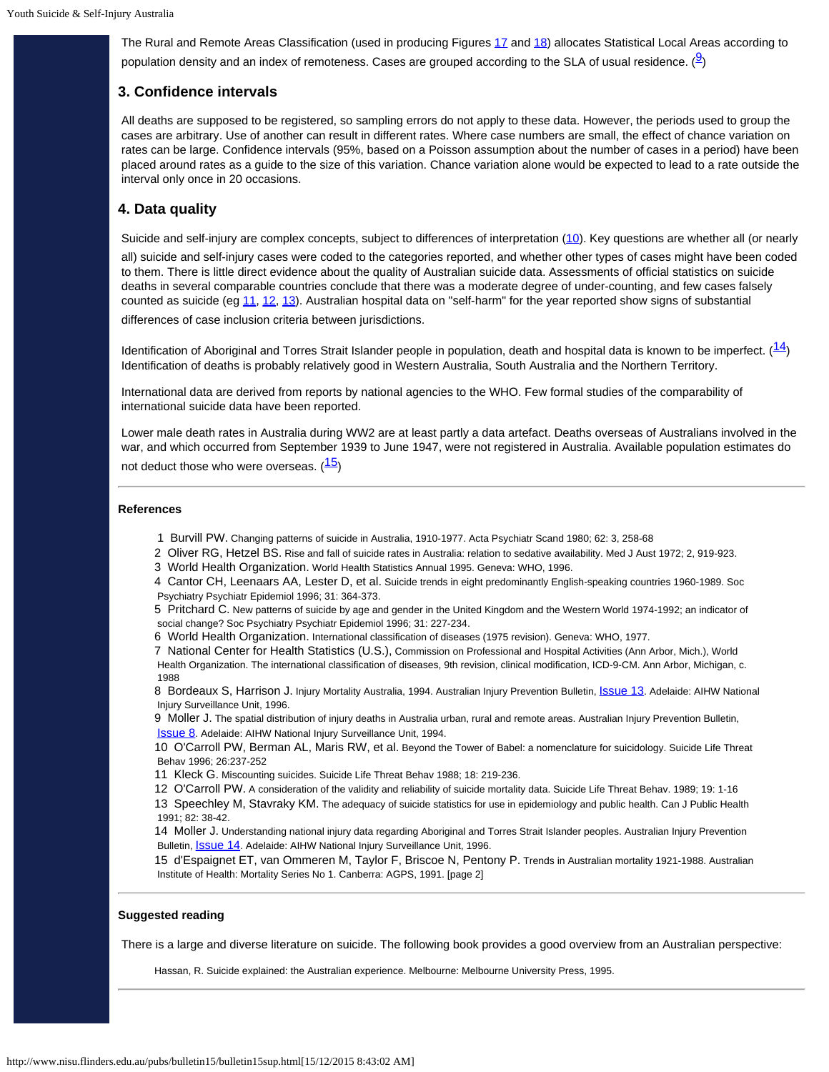The Rural and Remote Areas Classification (used in producing Figures 17 and 18) allocates Statistical Local Areas according to population density and an index of remoteness. Cases are grouped according to the SLA of usual residence. ([9])

## 3. Confidence intervals

All deaths are supposed to be registered, so sampling errors do not apply to these data. However, the periods used to group the cases are arbitrary. Use of another can result in different rates. Where case numbers are small, the effect of chance variation on rates can be large. Confidence intervals (95%, based on a Poisson assumption about the number of cases in a period) have been placed around rates as a guide to the size of this variation. Chance variation alone would be expected to lead to a rate outside the interval only once in 20 occasions.

## 4. Data quality

Suicide and self-injury are complex concepts, subject to differences of interpretation (10). Key questions are whether all (or nearly all) suicide and self-injury cases were coded to the categories reported, and whether other types of cases might have been coded to them. There is little direct evidence about the quality of Australian suicide data. Assessments of official statistics on suicide deaths in several comparable countries conclude that there was a moderate degree of under-counting, and few cases falsely counted as suicide (eg 11, 12, 13). Australian hospital data on "self-harm" for the year reported show signs of substantial differences of case inclusion criteria between jurisdictions.

Identification of Aboriginal and Torres Strait Islander people in population, death and hospital data is known to be imperfect. ([14]) Identification of deaths is probably relatively good in Western Australia, South Australia and the Northern Territory.

International data are derived from reports by national agencies to the WHO. Few formal studies of the comparability of international suicide data have been reported.

Lower male death rates in Australia during WW2 are at least partly a data artefact. Deaths overseas of Australians involved in the war, and which occurred from September 1939 to June 1947, were not registered in Australia. Available population estimates do not deduct those who were overseas. ([15])

---

**References**

1. Burvill PW. Changing patterns of suicide in Australia, 1910-1977. Acta Psychiatr Scand 1980; 62: 3, 258-68
2. Oliver RG, Hetzel BS. Rise and fall of suicide rates in Australia: relation to sedative availability. Med J Aust 1972; 2, 919-923.
3. World Health Organization. World Health Statistics Annual 1995. Geneva: WHO, 1996.
4. Cantor CH, Leenaars AA, Lester D, et al. Suicide trends in eight predominantly English-speaking countries 1960-1989. Soc Psychiatry Psychiatr Epidemiol 1996; 31: 364-373.
5. Pritchard C. New patterns of suicide by age and gender in the United Kingdom and the Western World 1974-1992; an indicator of social change? Soc Psychiatry Psychiatr Epidemiol 1996; 31: 227-234.
6. World Health Organization. International classification of diseases (1975 revision). Geneva: WHO, 1977.
7. National Center for Health Statistics (U.S.), Commission on Professional and Hospital Activities (Ann Arbor, Mich.), World Health Organization. The international classification of diseases, 9th revision, clinical modification, ICD-9-CM. Ann Arbor, Michigan, c. 1988
8. Bordeaux S, Harrison J. Injury Mortality Australia, 1994. Australian Injury Prevention Bulletin, Issue 13. Adelaide: AIHW National Injury Surveillance Unit, 1996.
9. Moller J. The spatial distribution of injury deaths in Australia urban, rural and remote areas. Australian Injury Prevention Bulletin, Issue 8. Adelaide: AIHW National Injury Surveillance Unit, 1994.
10. O'Carroll PW, Berman AL, Maris RW, et al. Beyond the Tower of Babel: a nomenclature for suicidology. Suicide Life Threat Behav 1996; 26:237-252
11. Kleck G. Miscounting suicides. Suicide Life Threat Behav 1988; 18: 219-236.
12. O'Carroll PW. A consideration of the validity and reliability of suicide mortality data. Suicide Life Threat Behav. 1989; 19: 1-16
13. Speechley M, Stavraky KM. The adequacy of suicide statistics for use in epidemiology and public health. Can J Public Health 1991; 82: 38-42.
14. Moller J. Understanding national injury data regarding Aboriginal and Torres Strait Islander peoples. Australian Injury Prevention Bulletin, Issue 14. Adelaide: AIHW National Injury Surveillance Unit, 1996.
15. d'Espaignet ET, van Ommeren M, Taylor F, Briscoe N, Pentony P. Trends in Australian mortality 1921-1988. Australian Institute of Health: Mortality Series No 1. Canberra: AGPS, 1991. [page 2]

---

**Suggested reading**

There is a large and diverse literature on suicide. The following book provides a good overview from an Australian perspective:

Hassan, R. Suicide explained: the Australian experience. Melbourne: Melbourne University Press, 1995.